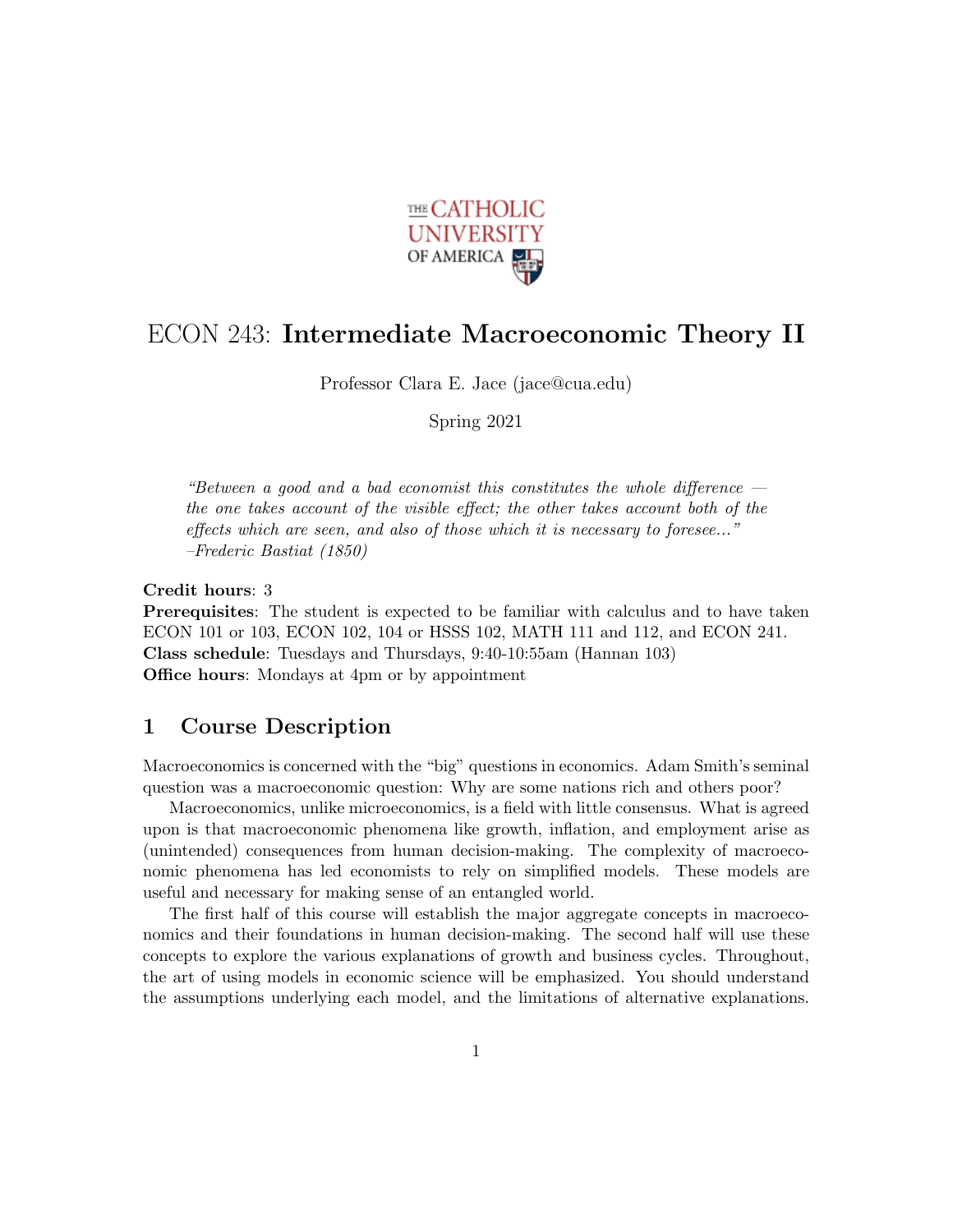# ECON 243: **Intermediate Macroeconomic Theory II**

Professor Clara E. Jace (jace@cua.edu)

Spring 2021

> *"Between a good and a bad economist this constitutes the whole difference — the one takes account of the visible effect; the other takes account both of the effects which are seen, and also of those which it is necessary to foresee..."*
> *–Frederic Bastiat (1850)*

**Credit hours**: 3
**Prerequisites**: The student is expected to be familiar with calculus and to have taken ECON 101 or 103, ECON 102, 104 or HSSS 102, MATH 111 and 112, and ECON 241.
**Class schedule**: Tuesdays and Thursdays, 9:40-10:55am (Hannan 103)
**Office hours**: Mondays at 4pm or by appointment

## 1 Course Description

Macroeconomics is concerned with the "big" questions in economics. Adam Smith's seminal question was a macroeconomic question: Why are some nations rich and others poor?

Macroeconomics, unlike microeconomics, is a field with little consensus. What is agreed upon is that macroeconomic phenomena like growth, inflation, and employment arise as (unintended) consequences from human decision-making. The complexity of macroeconomic phenomena has led economists to rely on simplified models. These models are useful and necessary for making sense of an entangled world.

The first half of this course will establish the major aggregate concepts in macroeconomics and their foundations in human decision-making. The second half will use these concepts to explore the various explanations of growth and business cycles. Throughout, the art of using models in economic science will be emphasized. You should understand the assumptions underlying each model, and the limitations of alternative explanations.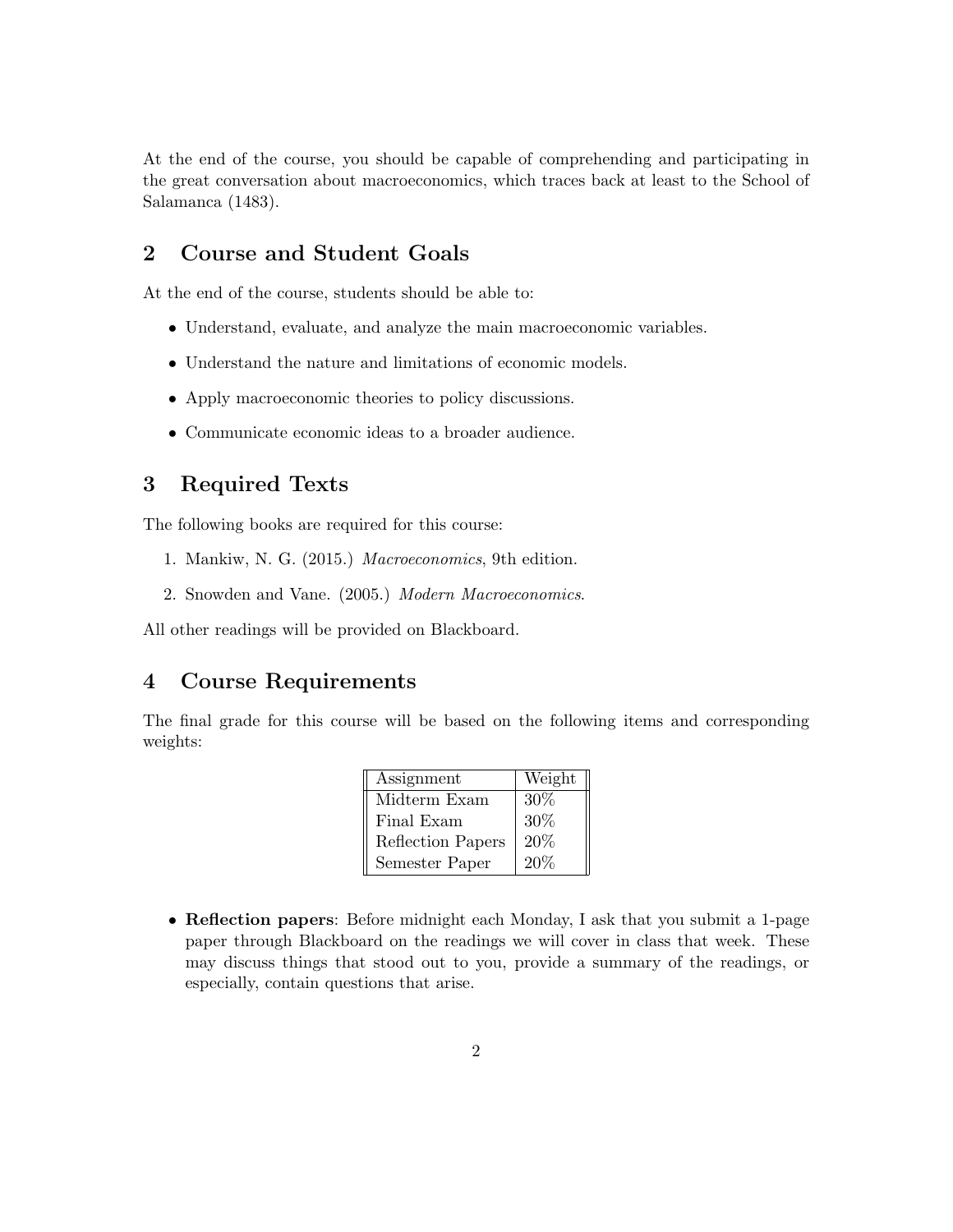At the end of the course, you should be capable of comprehending and participating in the great conversation about macroeconomics, which traces back at least to the School of Salamanca (1483).

## 2 Course and Student Goals

At the end of the course, students should be able to:

- Understand, evaluate, and analyze the main macroeconomic variables.
- Understand the nature and limitations of economic models.
- Apply macroeconomic theories to policy discussions.
- Communicate economic ideas to a broader audience.

## 3 Required Texts

The following books are required for this course:

1. Mankiw, N. G. (2015.) *Macroeconomics*, 9th edition.
2. Snowden and Vane. (2005.) *Modern Macroeconomics*.

All other readings will be provided on Blackboard.

## 4 Course Requirements

The final grade for this course will be based on the following items and corresponding weights:

| Assignment | Weight |
|---|---|
| Midterm Exam | 30% |
| Final Exam | 30% |
| Reflection Papers | 20% |
| Semester Paper | 20% |

- **Reflection papers**: Before midnight each Monday, I ask that you submit a 1-page paper through Blackboard on the readings we will cover in class that week. These may discuss things that stood out to you, provide a summary of the readings, or especially, contain questions that arise.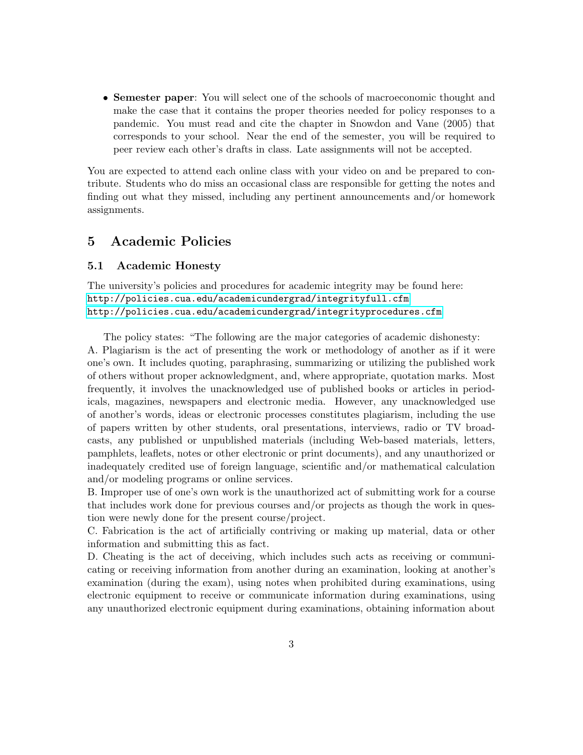- **Semester paper**: You will select one of the schools of macroeconomic thought and make the case that it contains the proper theories needed for policy responses to a pandemic. You must read and cite the chapter in Snowdon and Vane (2005) that corresponds to your school. Near the end of the semester, you will be required to peer review each other's drafts in class. Late assignments will not be accepted.

You are expected to attend each online class with your video on and be prepared to contribute. Students who do miss an occasional class are responsible for getting the notes and finding out what they missed, including any pertinent announcements and/or homework assignments.

## 5 Academic Policies

### 5.1 Academic Honesty

The university's policies and procedures for academic integrity may be found here:
http://policies.cua.edu/academicundergrad/integrityfull.cfm
http://policies.cua.edu/academicundergrad/integrityprocedures.cfm

The policy states: "The following are the major categories of academic dishonesty:
A. Plagiarism is the act of presenting the work or methodology of another as if it were one's own. It includes quoting, paraphrasing, summarizing or utilizing the published work of others without proper acknowledgment, and, where appropriate, quotation marks. Most frequently, it involves the unacknowledged use of published books or articles in periodicals, magazines, newspapers and electronic media. However, any unacknowledged use of another's words, ideas or electronic processes constitutes plagiarism, including the use of papers written by other students, oral presentations, interviews, radio or TV broadcasts, any published or unpublished materials (including Web-based materials, letters, pamphlets, leaflets, notes or other electronic or print documents), and any unauthorized or inadequately credited use of foreign language, scientific and/or mathematical calculation and/or modeling programs or online services.
B. Improper use of one's own work is the unauthorized act of submitting work for a course that includes work done for previous courses and/or projects as though the work in question were newly done for the present course/project.
C. Fabrication is the act of artificially contriving or making up material, data or other information and submitting this as fact.
D. Cheating is the act of deceiving, which includes such acts as receiving or communicating or receiving information from another during an examination, looking at another's examination (during the exam), using notes when prohibited during examinations, using electronic equipment to receive or communicate information during examinations, using any unauthorized electronic equipment during examinations, obtaining information about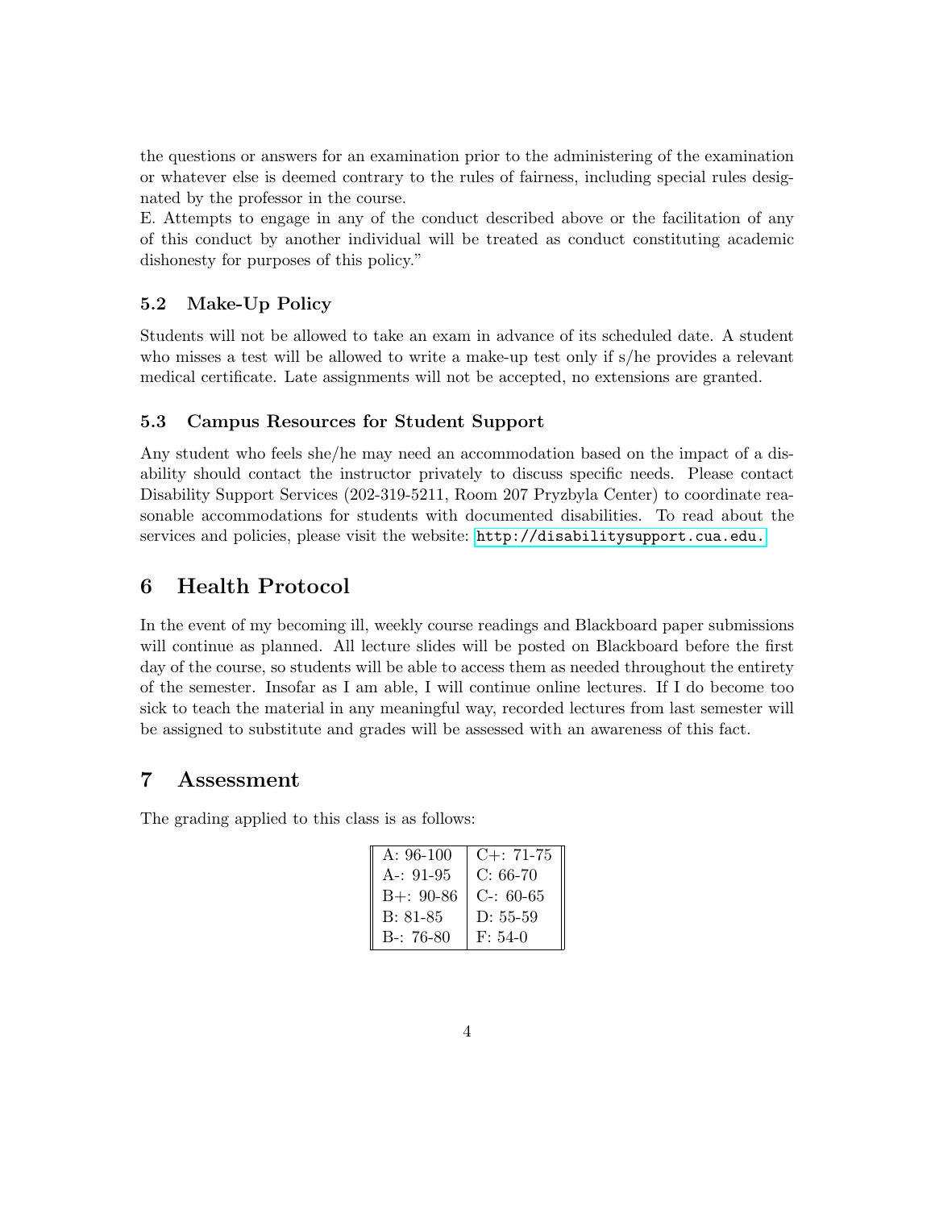the questions or answers for an examination prior to the administering of the examination or whatever else is deemed contrary to the rules of fairness, including special rules designated by the professor in the course.

E. Attempts to engage in any of the conduct described above or the facilitation of any of this conduct by another individual will be treated as conduct constituting academic dishonesty for purposes of this policy."

### 5.2 Make-Up Policy

Students will not be allowed to take an exam in advance of its scheduled date. A student who misses a test will be allowed to write a make-up test only if s/he provides a relevant medical certificate. Late assignments will not be accepted, no extensions are granted.

### 5.3 Campus Resources for Student Support

Any student who feels she/he may need an accommodation based on the impact of a disability should contact the instructor privately to discuss specific needs. Please contact Disability Support Services (202-319-5211, Room 207 Pryzbyla Center) to coordinate reasonable accommodations for students with documented disabilities. To read about the services and policies, please visit the website: http://disabilitysupport.cua.edu.

## 6 Health Protocol

In the event of my becoming ill, weekly course readings and Blackboard paper submissions will continue as planned. All lecture slides will be posted on Blackboard before the first day of the course, so students will be able to access them as needed throughout the entirety of the semester. Insofar as I am able, I will continue online lectures. If I do become too sick to teach the material in any meaningful way, recorded lectures from last semester will be assigned to substitute and grades will be assessed with an awareness of this fact.

## 7 Assessment

The grading applied to this class is as follows:

| | |
|---|---|
| A: 96-100 | C+: 71-75 |
| A-: 91-95 | C: 66-70 |
| B+: 90-86 | C-: 60-65 |
| B: 81-85 | D: 55-59 |
| B-: 76-80 | F: 54-0 |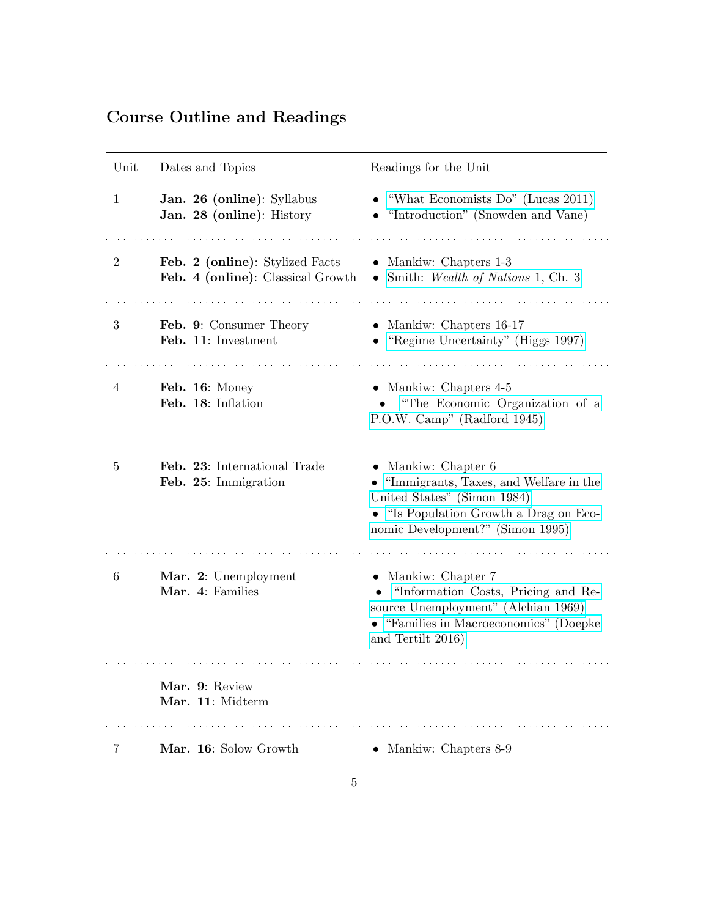## Course Outline and Readings

| Unit | Dates and Topics | Readings for the Unit |
|---|---|---|
| 1 | **Jan. 26 (online)**: Syllabus<br>**Jan. 28 (online)**: History | • "What Economists Do" (Lucas 2011)<br>• "Introduction" (Snowden and Vane) |
| 2 | **Feb. 2 (online)**: Stylized Facts<br>**Feb. 4 (online)**: Classical Growth | • Mankiw: Chapters 1-3<br>• Smith: *Wealth of Nations* 1, Ch. 3 |
| 3 | **Feb. 9**: Consumer Theory<br>**Feb. 11**: Investment | • Mankiw: Chapters 16-17<br>• "Regime Uncertainty" (Higgs 1997) |
| 4 | **Feb. 16**: Money<br>**Feb. 18**: Inflation | • Mankiw: Chapters 4-5<br>• "The Economic Organization of a P.O.W. Camp" (Radford 1945) |
| 5 | **Feb. 23**: International Trade<br>**Feb. 25**: Immigration | • Mankiw: Chapter 6<br>• "Immigrants, Taxes, and Welfare in the United States" (Simon 1984)<br>• "Is Population Growth a Drag on Economic Development?" (Simon 1995) |
| 6 | **Mar. 2**: Unemployment<br>**Mar. 4**: Families | • Mankiw: Chapter 7<br>• "Information Costs, Pricing and Resource Unemployment" (Alchian 1969)<br>• "Families in Macroeconomics" (Doepke and Tertilt 2016) |
| | **Mar. 9**: Review<br>**Mar. 11**: Midterm | |
| 7 | **Mar. 16**: Solow Growth | • Mankiw: Chapters 8-9 |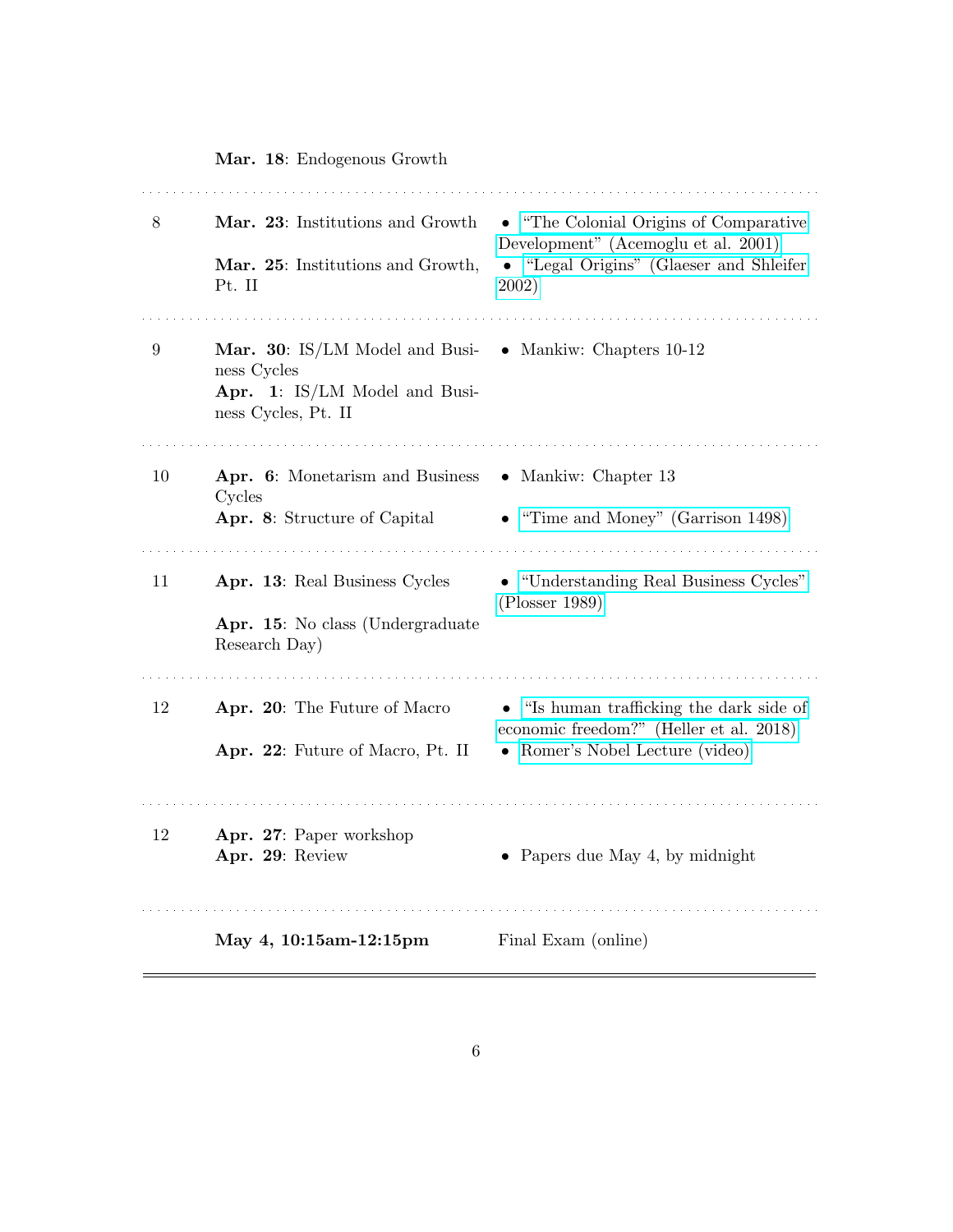| | | |
|---|---|---|
| | **Mar. 18**: Endogenous Growth | |
| 8 | **Mar. 23**: Institutions and Growth<br>**Mar. 25**: Institutions and Growth, Pt. II | • "The Colonial Origins of Comparative Development" (Acemoglu et al. 2001)<br>• "Legal Origins" (Glaeser and Shleifer 2002) |
| 9 | **Mar. 30**: IS/LM Model and Business Cycles<br>**Apr. 1**: IS/LM Model and Business Cycles, Pt. II | • Mankiw: Chapters 10-12 |
| 10 | **Apr. 6**: Monetarism and Business Cycles<br>**Apr. 8**: Structure of Capital | • Mankiw: Chapter 13<br>• "Time and Money" (Garrison 1498) |
| 11 | **Apr. 13**: Real Business Cycles<br>**Apr. 15**: No class (Undergraduate Research Day) | • "Understanding Real Business Cycles" (Plosser 1989) |
| 12 | **Apr. 20**: The Future of Macro<br>**Apr. 22**: Future of Macro, Pt. II | • "Is human trafficking the dark side of economic freedom?" (Heller et al. 2018)<br>• Romer's Nobel Lecture (video) |
| 12 | **Apr. 27**: Paper workshop<br>**Apr. 29**: Review | • Papers due May 4, by midnight |
| | **May 4, 10:15am-12:15pm** | Final Exam (online) |